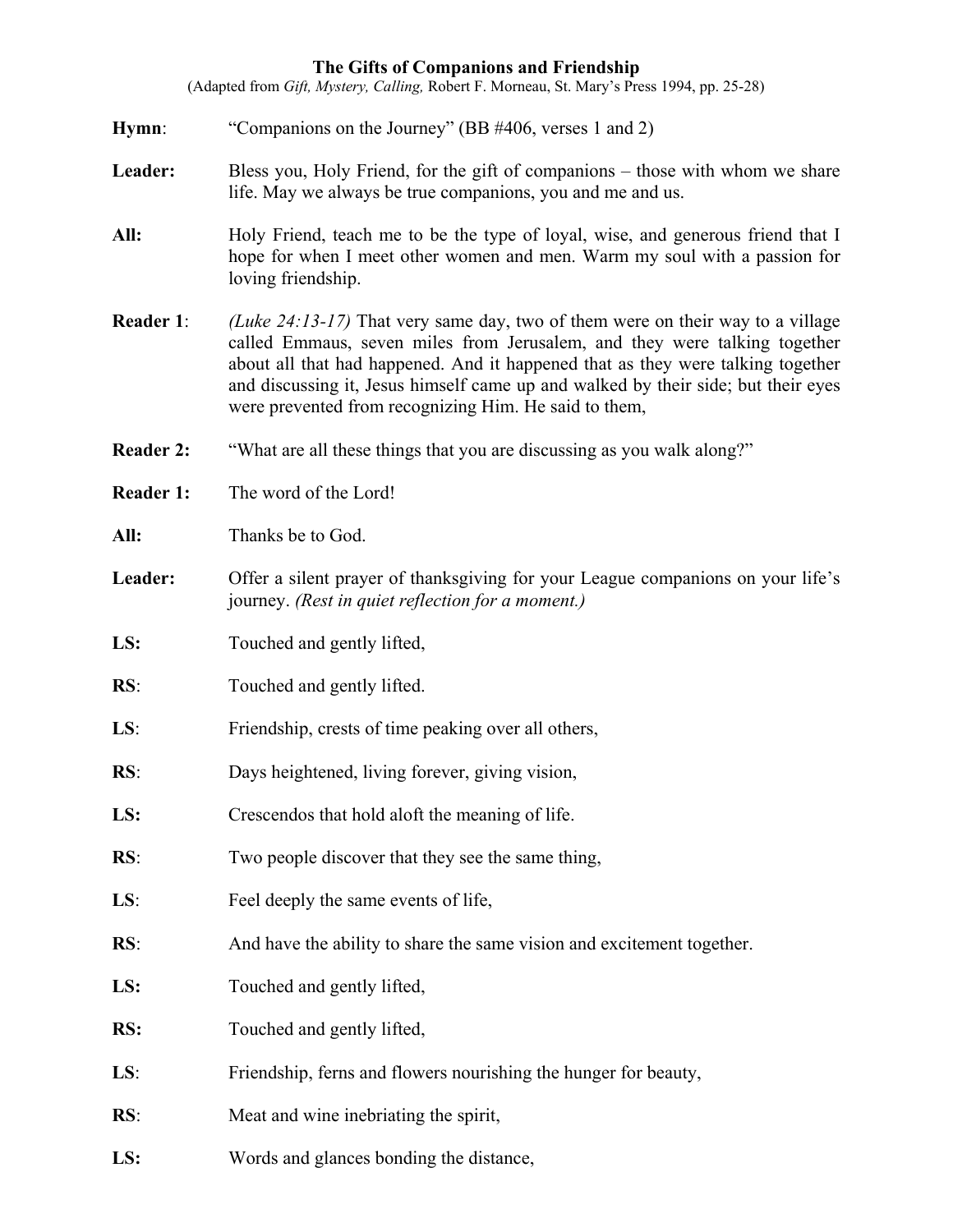# The Gifts of Companions and Friendship

(Adapted from *Gift, Mystery, Calling,* Robert F. Morneau, St. Mary's Press 1994, pp. 25-28)

**Hymn**: "Companions on the Journey" (BB #406, verses 1 and 2)

**Leader:** Bless you, Holy Friend, for the gift of companions – those with whom we share life. May we always be true companions, you and me and us.

**All:** Holy Friend, teach me to be the type of loyal, wise, and generous friend that I hope for when I meet other women and men. Warm my soul with a passion for loving friendship.

**Reader 1**: *(Luke 24:13-17)* That very same day, two of them were on their way to a village called Emmaus, seven miles from Jerusalem, and they were talking together about all that had happened. And it happened that as they were talking together and discussing it, Jesus himself came up and walked by their side; but their eyes were prevented from recognizing Him. He said to them,

**Reader 2:** "What are all these things that you are discussing as you walk along?"

**Reader 1:** The word of the Lord!

**All:** Thanks be to God.

**Leader:** Offer a silent prayer of thanksgiving for your League companions on your life's journey. *(Rest in quiet reflection for a moment.)*

**LS:** Touched and gently lifted,

**RS**: Touched and gently lifted.

**LS**: Friendship, crests of time peaking over all others,

**RS**: Days heightened, living forever, giving vision,

**LS:** Crescendos that hold aloft the meaning of life.

**RS**: Two people discover that they see the same thing,

**LS**: Feel deeply the same events of life,

**RS**: And have the ability to share the same vision and excitement together.

**LS:** Touched and gently lifted,

**RS:** Touched and gently lifted,

**LS**: Friendship, ferns and flowers nourishing the hunger for beauty,

**RS**: Meat and wine inebriating the spirit,

**LS:** Words and glances bonding the distance,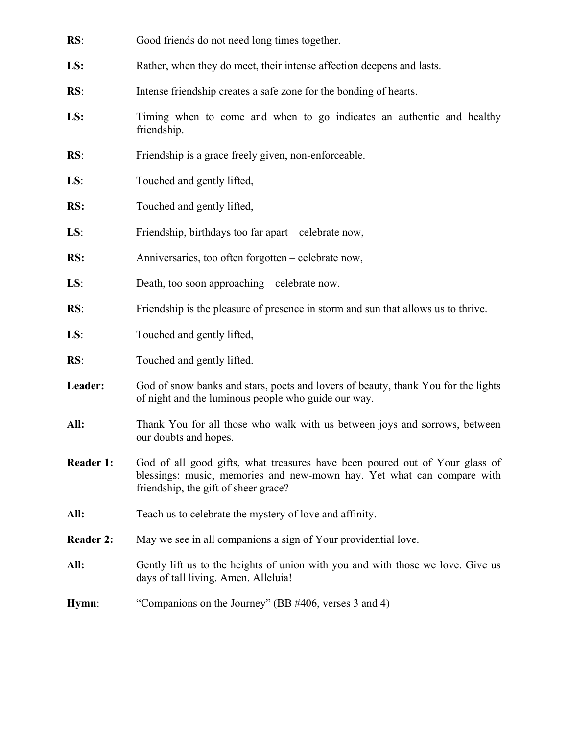**RS**: Good friends do not need long times together.

**LS:** Rather, when they do meet, their intense affection deepens and lasts.

**RS**: Intense friendship creates a safe zone for the bonding of hearts.

**LS:** Timing when to come and when to go indicates an authentic and healthy friendship.

**RS**: Friendship is a grace freely given, non-enforceable.

**LS**: Touched and gently lifted,

**RS:** Touched and gently lifted,

**LS**: Friendship, birthdays too far apart – celebrate now,

**RS:** Anniversaries, too often forgotten – celebrate now,

**LS**: Death, too soon approaching – celebrate now.

**RS**: Friendship is the pleasure of presence in storm and sun that allows us to thrive.

**LS**: Touched and gently lifted,

**RS**: Touched and gently lifted.

**Leader:** God of snow banks and stars, poets and lovers of beauty, thank You for the lights of night and the luminous people who guide our way.

**All:** Thank You for all those who walk with us between joys and sorrows, between our doubts and hopes.

**Reader 1:** God of all good gifts, what treasures have been poured out of Your glass of blessings: music, memories and new-mown hay. Yet what can compare with friendship, the gift of sheer grace?

**All:** Teach us to celebrate the mystery of love and affinity.

**Reader 2:** May we see in all companions a sign of Your providential love.

**All:** Gently lift us to the heights of union with you and with those we love. Give us days of tall living. Amen. Alleluia!

**Hymn**: "Companions on the Journey" (BB #406, verses 3 and 4)